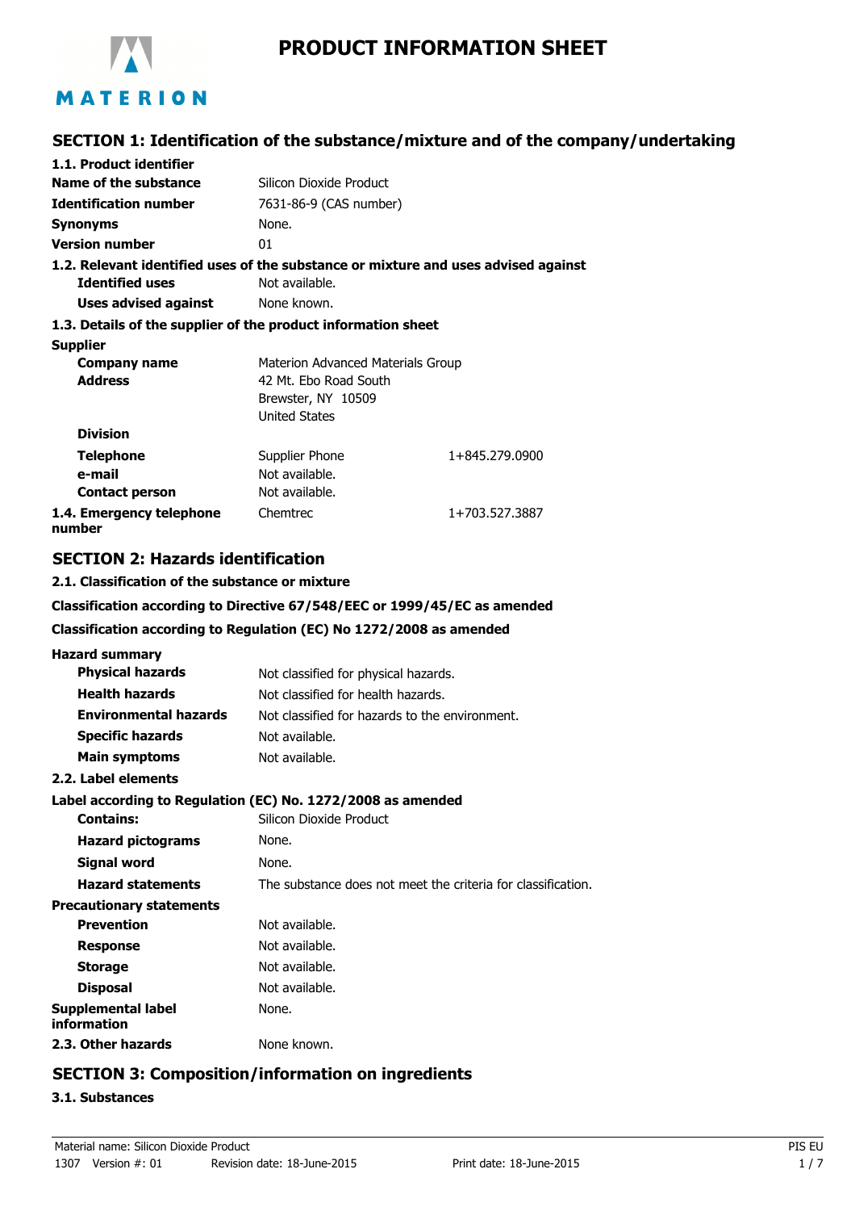MATERION

# PRODUCT INFORMATION SHEET

## SECTION 1: Identification of the substance/mixture and of the company/undertaking

### 1.1. Product identifier

| | |
|---|---|
| **Name of the substance** | Silicon Dioxide Product |
| **Identification number** | 7631-86-9 (CAS number) |
| **Synonyms** | None. |
| **Version number** | 01 |

### 1.2. Relevant identified uses of the substance or mixture and uses advised against

| | |
|---|---|
| **Identified uses** | Not available. |
| **Uses advised against** | None known. |

### 1.3. Details of the supplier of the product information sheet

**Supplier**

| | | |
|---|---|---|
| **Company name** | Materion Advanced Materials Group | |
| **Address** | 42 Mt. Ebo Road South<br>Brewster, NY 10509<br>United States | |
| **Division** | | |
| **Telephone** | Supplier Phone | 1+845.279.0900 |
| **e-mail** | Not available. | |
| **Contact person** | Not available. | |
| **1.4. Emergency telephone number** | Chemtrec | 1+703.527.3887 |

## SECTION 2: Hazards identification

### 2.1. Classification of the substance or mixture

**Classification according to Directive 67/548/EEC or 1999/45/EC as amended**

**Classification according to Regulation (EC) No 1272/2008 as amended**

**Hazard summary**

| | |
|---|---|
| **Physical hazards** | Not classified for physical hazards. |
| **Health hazards** | Not classified for health hazards. |
| **Environmental hazards** | Not classified for hazards to the environment. |
| **Specific hazards** | Not available. |
| **Main symptoms** | Not available. |

### 2.2. Label elements

**Label according to Regulation (EC) No. 1272/2008 as amended**

| | |
|---|---|
| **Contains:** | Silicon Dioxide Product |
| **Hazard pictograms** | None. |
| **Signal word** | None. |
| **Hazard statements** | The substance does not meet the criteria for classification. |

**Precautionary statements**

| | |
|---|---|
| **Prevention** | Not available. |
| **Response** | Not available. |
| **Storage** | Not available. |
| **Disposal** | Not available. |
| **Supplemental label information** | None. |
| **2.3. Other hazards** | None known. |

## SECTION 3: Composition/information on ingredients

### 3.1. Substances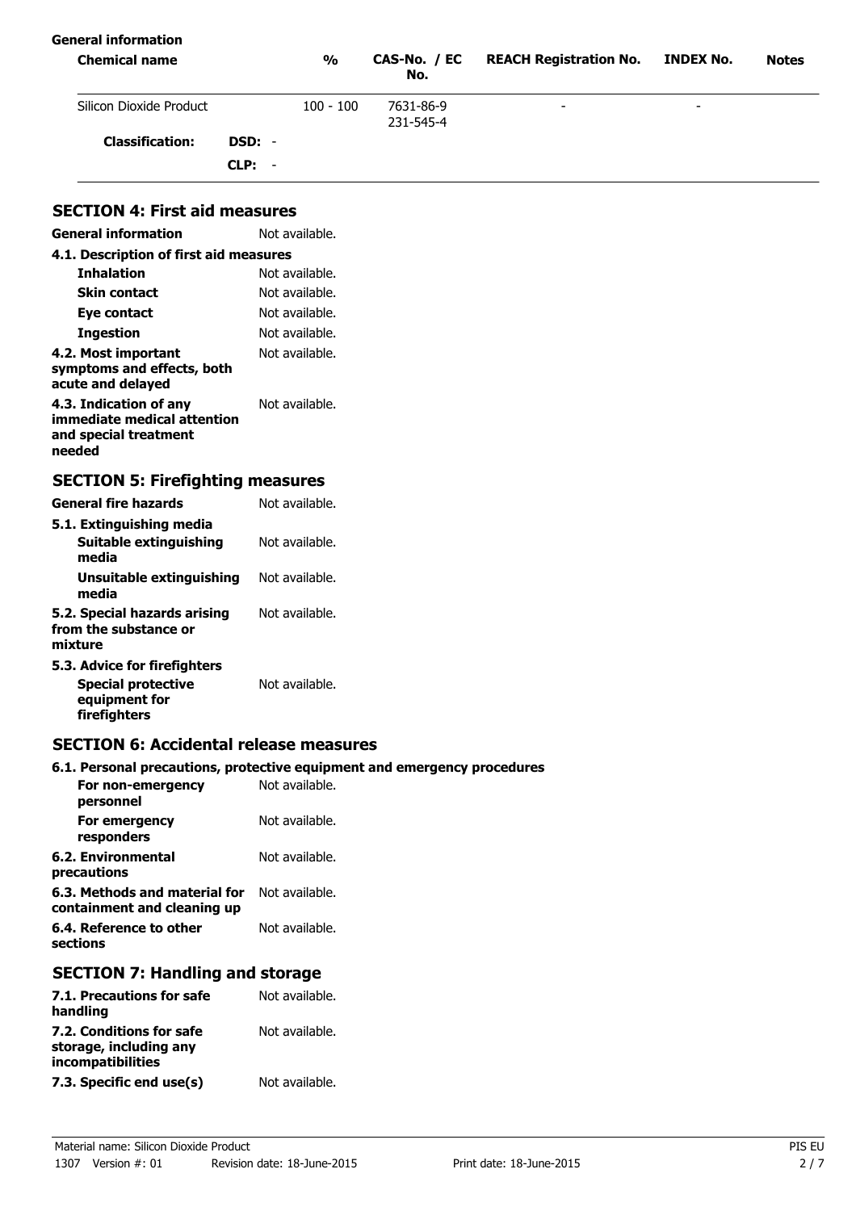**General information**

| Chemical name | % | CAS-No. / EC No. | REACH Registration No. | INDEX No. | Notes |
|---|---|---|---|---|---|
| Silicon Dioxide Product | 100 - 100 | 7631-86-9 231-545-4 | - | - | |
| **Classification:** | **DSD:** - | | | | |
| | **CLP:** - | | | | |

## SECTION 4: First aid measures

**General information** Not available.

**4.1. Description of first aid measures**

**Inhalation** Not available.

**Skin contact** Not available.

**Eye contact** Not available.

**Ingestion** Not available.

**4.2. Most important symptoms and effects, both acute and delayed** Not available.

**4.3. Indication of any immediate medical attention and special treatment needed** Not available.

## SECTION 5: Firefighting measures

**General fire hazards** Not available.

**5.1. Extinguishing media**

**Suitable extinguishing media** Not available.

**Unsuitable extinguishing media** Not available.

**5.2. Special hazards arising from the substance or mixture** Not available.

**5.3. Advice for firefighters**

**Special protective equipment for firefighters** Not available.

## SECTION 6: Accidental release measures

**6.1. Personal precautions, protective equipment and emergency procedures**

**For non-emergency personnel** Not available.

**For emergency responders** Not available.

**6.2. Environmental precautions** Not available.

**6.3. Methods and material for containment and cleaning up** Not available.

**6.4. Reference to other sections** Not available.

## SECTION 7: Handling and storage

**7.1. Precautions for safe handling** Not available.

**7.2. Conditions for safe storage, including any incompatibilities** Not available.

**7.3. Specific end use(s)** Not available.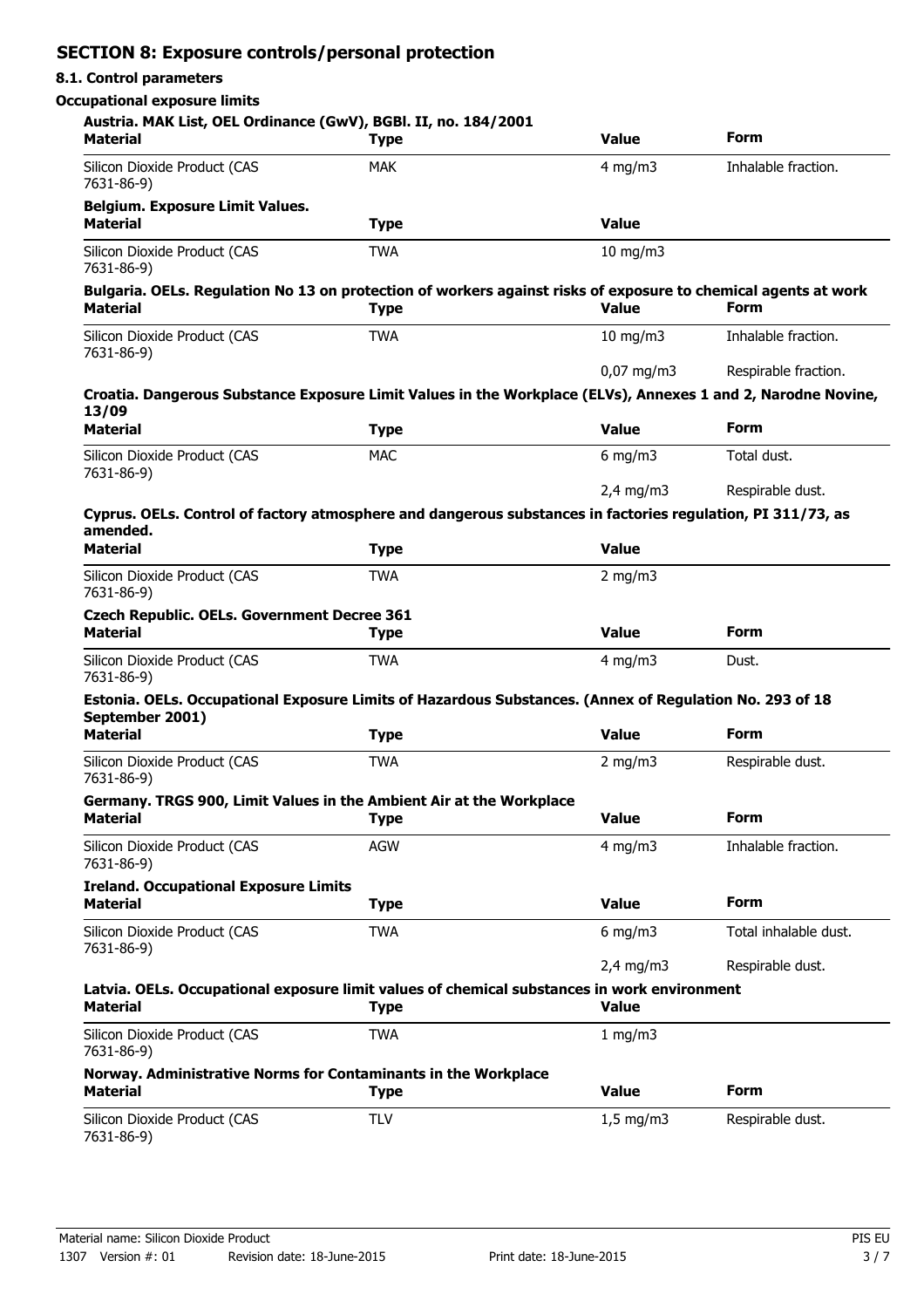## SECTION 8: Exposure controls/personal protection

### 8.1. Control parameters

**Occupational exposure limits**

**Austria. MAK List, OEL Ordinance (GwV), BGBl. II, no. 184/2001**

| Material | Type | Value | Form |
|---|---|---|---|
| Silicon Dioxide Product (CAS 7631-86-9) | MAK | 4 mg/m3 | Inhalable fraction. |

**Belgium. Exposure Limit Values.**

| Material | Type | Value |
|---|---|---|
| Silicon Dioxide Product (CAS 7631-86-9) | TWA | 10 mg/m3 |

**Bulgaria. OELs. Regulation No 13 on protection of workers against risks of exposure to chemical agents at work**

| Material | Type | Value | Form |
|---|---|---|---|
| Silicon Dioxide Product (CAS 7631-86-9) | TWA | 10 mg/m3 | Inhalable fraction. |
| | | 0,07 mg/m3 | Respirable fraction. |

**Croatia. Dangerous Substance Exposure Limit Values in the Workplace (ELVs), Annexes 1 and 2, Narodne Novine, 13/09**

| Material | Type | Value | Form |
|---|---|---|---|
| Silicon Dioxide Product (CAS 7631-86-9) | MAC | 6 mg/m3 | Total dust. |
| | | 2,4 mg/m3 | Respirable dust. |

**Cyprus. OELs. Control of factory atmosphere and dangerous substances in factories regulation, PI 311/73, as amended.**

| Material | Type | Value |
|---|---|---|
| Silicon Dioxide Product (CAS 7631-86-9) | TWA | 2 mg/m3 |

**Czech Republic. OELs. Government Decree 361**

| Material | Type | Value | Form |
|---|---|---|---|
| Silicon Dioxide Product (CAS 7631-86-9) | TWA | 4 mg/m3 | Dust. |

**Estonia. OELs. Occupational Exposure Limits of Hazardous Substances. (Annex of Regulation No. 293 of 18 September 2001)**

| Material | Type | Value | Form |
|---|---|---|---|
| Silicon Dioxide Product (CAS 7631-86-9) | TWA | 2 mg/m3 | Respirable dust. |

**Germany. TRGS 900, Limit Values in the Ambient Air at the Workplace**

| Material | Type | Value | Form |
|---|---|---|---|
| Silicon Dioxide Product (CAS 7631-86-9) | AGW | 4 mg/m3 | Inhalable fraction. |

**Ireland. Occupational Exposure Limits**

| Material | Type | Value | Form |
|---|---|---|---|
| Silicon Dioxide Product (CAS 7631-86-9) | TWA | 6 mg/m3 | Total inhalable dust. |
| | | 2,4 mg/m3 | Respirable dust. |

**Latvia. OELs. Occupational exposure limit values of chemical substances in work environment**

| Material | Type | Value |
|---|---|---|
| Silicon Dioxide Product (CAS 7631-86-9) | TWA | 1 mg/m3 |

**Norway. Administrative Norms for Contaminants in the Workplace**

| Material | Type | Value | Form |
|---|---|---|---|
| Silicon Dioxide Product (CAS 7631-86-9) | TLV | 1,5 mg/m3 | Respirable dust. |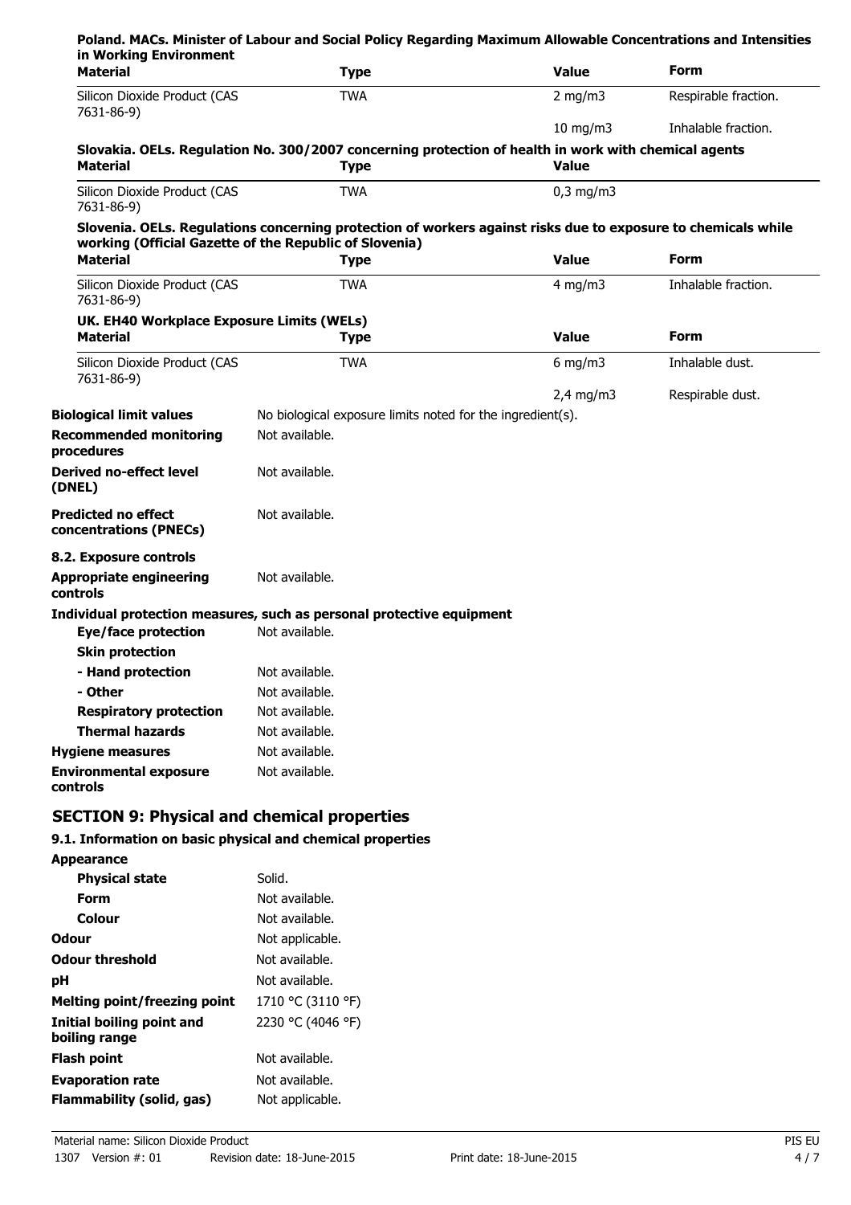**Poland. MACs. Minister of Labour and Social Policy Regarding Maximum Allowable Concentrations and Intensities in Working Environment**

| Material | Type | Value | Form |
|---|---|---|---|
| Silicon Dioxide Product (CAS 7631-86-9) | TWA | 2 mg/m3 | Respirable fraction. |
| | | 10 mg/m3 | Inhalable fraction. |

**Slovakia. OELs. Regulation No. 300/2007 concerning protection of health in work with chemical agents**

| Material | Type | Value |
|---|---|---|
| Silicon Dioxide Product (CAS 7631-86-9) | TWA | 0,3 mg/m3 |

**Slovenia. OELs. Regulations concerning protection of workers against risks due to exposure to chemicals while working (Official Gazette of the Republic of Slovenia)**

| Material | Type | Value | Form |
|---|---|---|---|
| Silicon Dioxide Product (CAS 7631-86-9) | TWA | 4 mg/m3 | Inhalable fraction. |

**UK. EH40 Workplace Exposure Limits (WELs)**

| Material | Type | Value | Form |
|---|---|---|---|
| Silicon Dioxide Product (CAS 7631-86-9) | TWA | 6 mg/m3 | Inhalable dust. |
| | | 2,4 mg/m3 | Respirable dust. |

**Biological limit values** No biological exposure limits noted for the ingredient(s).

**Recommended monitoring procedures** Not available.

**Derived no-effect level (DNEL)** Not available.

**Predicted no effect concentrations (PNECs)** Not available.

**8.2. Exposure controls**

**Appropriate engineering controls** Not available.

**Individual protection measures, such as personal protective equipment**

- **Eye/face protection** Not available.
- **Skin protection**
  - **- Hand protection** Not available.
  - **- Other** Not available.
- **Respiratory protection** Not available.
- **Thermal hazards** Not available.

**Hygiene measures** Not available.

**Environmental exposure controls** Not available.

## SECTION 9: Physical and chemical properties

### 9.1. Information on basic physical and chemical properties

**Appearance**

- **Physical state** Solid.
- **Form** Not available.
- **Colour** Not available.

**Odour** Not applicable.

**Odour threshold** Not available.

**pH** Not available.

**Melting point/freezing point** 1710 °C (3110 °F)

**Initial boiling point and boiling range** 2230 °C (4046 °F)

**Flash point** Not available.

**Evaporation rate** Not available.

**Flammability (solid, gas)** Not applicable.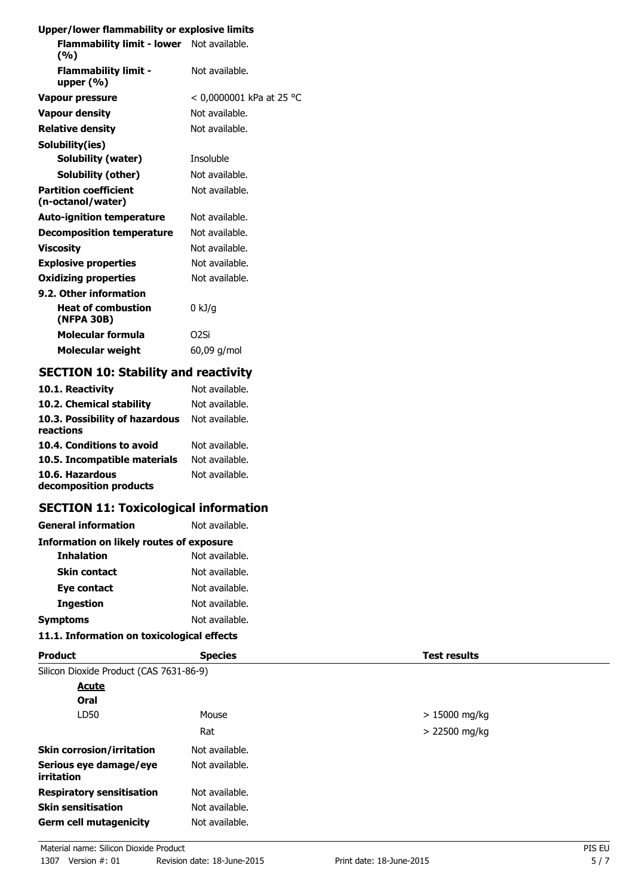**Upper/lower flammability or explosive limits**

| | |
|---|---|
| **Flammability limit - lower (%)** | Not available. |
| **Flammability limit - upper (%)** | Not available. |
| **Vapour pressure** | < 0,0000001 kPa at 25 °C |
| **Vapour density** | Not available. |
| **Relative density** | Not available. |
| **Solubility(ies)** | |
| **Solubility (water)** | Insoluble |
| **Solubility (other)** | Not available. |
| **Partition coefficient (n-octanol/water)** | Not available. |
| **Auto-ignition temperature** | Not available. |
| **Decomposition temperature** | Not available. |
| **Viscosity** | Not available. |
| **Explosive properties** | Not available. |
| **Oxidizing properties** | Not available. |
| **9.2. Other information** | |
| **Heat of combustion (NFPA 30B)** | 0 kJ/g |
| **Molecular formula** | O2Si |
| **Molecular weight** | 60,09 g/mol |

## SECTION 10: Stability and reactivity

| | |
|---|---|
| **10.1. Reactivity** | Not available. |
| **10.2. Chemical stability** | Not available. |
| **10.3. Possibility of hazardous reactions** | Not available. |
| **10.4. Conditions to avoid** | Not available. |
| **10.5. Incompatible materials** | Not available. |
| **10.6. Hazardous decomposition products** | Not available. |

## SECTION 11: Toxicological information

| | |
|---|---|
| **General information** | Not available. |
| **Information on likely routes of exposure** | |
| **Inhalation** | Not available. |
| **Skin contact** | Not available. |
| **Eye contact** | Not available. |
| **Ingestion** | Not available. |
| **Symptoms** | Not available. |

**11.1. Information on toxicological effects**

| Product | Species | Test results |
|---|---|---|
| Silicon Dioxide Product (CAS 7631-86-9) | | |
| ***Acute*** | | |
| **Oral** | | |
| LD50 | Mouse | > 15000 mg/kg |
| | Rat | > 22500 mg/kg |

| | |
|---|---|
| **Skin corrosion/irritation** | Not available. |
| **Serious eye damage/eye irritation** | Not available. |
| **Respiratory sensitisation** | Not available. |
| **Skin sensitisation** | Not available. |
| **Germ cell mutagenicity** | Not available. |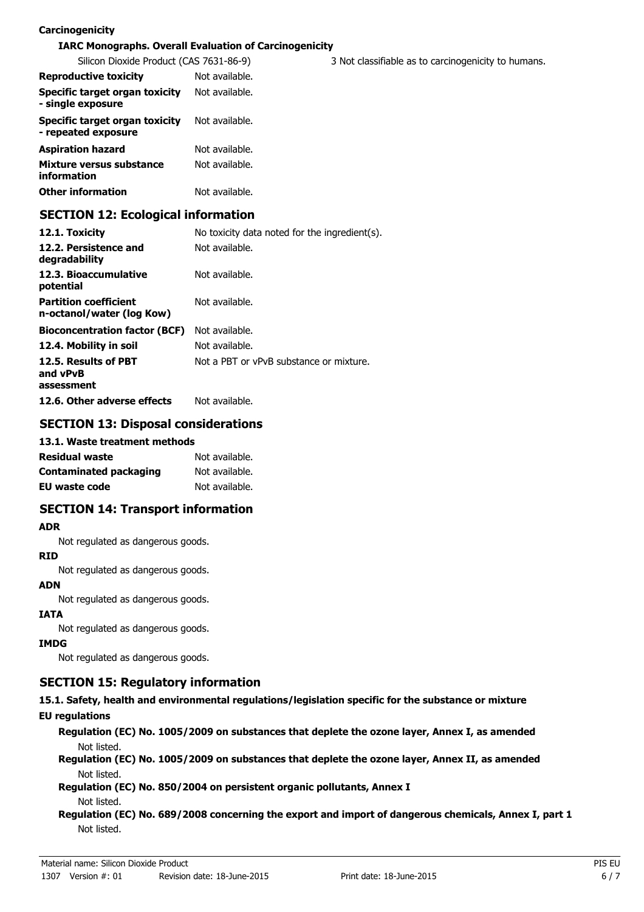**Carcinogenicity**

**IARC Monographs. Overall Evaluation of Carcinogenicity**

Silicon Dioxide Product (CAS 7631-86-9) 3 Not classifiable as to carcinogenicity to humans.

| | |
|---|---|
| **Reproductive toxicity** | Not available. |
| **Specific target organ toxicity - single exposure** | Not available. |
| **Specific target organ toxicity - repeated exposure** | Not available. |
| **Aspiration hazard** | Not available. |
| **Mixture versus substance information** | Not available. |
| **Other information** | Not available. |

## SECTION 12: Ecological information

| | |
|---|---|
| **12.1. Toxicity** | No toxicity data noted for the ingredient(s). |
| **12.2. Persistence and degradability** | Not available. |
| **12.3. Bioaccumulative potential** | Not available. |
| **Partition coefficient n-octanol/water (log Kow)** | Not available. |
| **Bioconcentration factor (BCF)** | Not available. |
| **12.4. Mobility in soil** | Not available. |
| **12.5. Results of PBT and vPvB assessment** | Not a PBT or vPvB substance or mixture. |
| **12.6. Other adverse effects** | Not available. |

## SECTION 13: Disposal considerations

**13.1. Waste treatment methods**

| | |
|---|---|
| **Residual waste** | Not available. |
| **Contaminated packaging** | Not available. |
| **EU waste code** | Not available. |

## SECTION 14: Transport information

**ADR**

Not regulated as dangerous goods.

**RID**

Not regulated as dangerous goods.

**ADN**

Not regulated as dangerous goods.

**IATA**

Not regulated as dangerous goods.

**IMDG**

Not regulated as dangerous goods.

## SECTION 15: Regulatory information

**15.1. Safety, health and environmental regulations/legislation specific for the substance or mixture**

**EU regulations**

**Regulation (EC) No. 1005/2009 on substances that deplete the ozone layer, Annex I, as amended**

Not listed.

**Regulation (EC) No. 1005/2009 on substances that deplete the ozone layer, Annex II, as amended**

Not listed.

**Regulation (EC) No. 850/2004 on persistent organic pollutants, Annex I**

Not listed.

**Regulation (EC) No. 689/2008 concerning the export and import of dangerous chemicals, Annex I, part 1**

Not listed.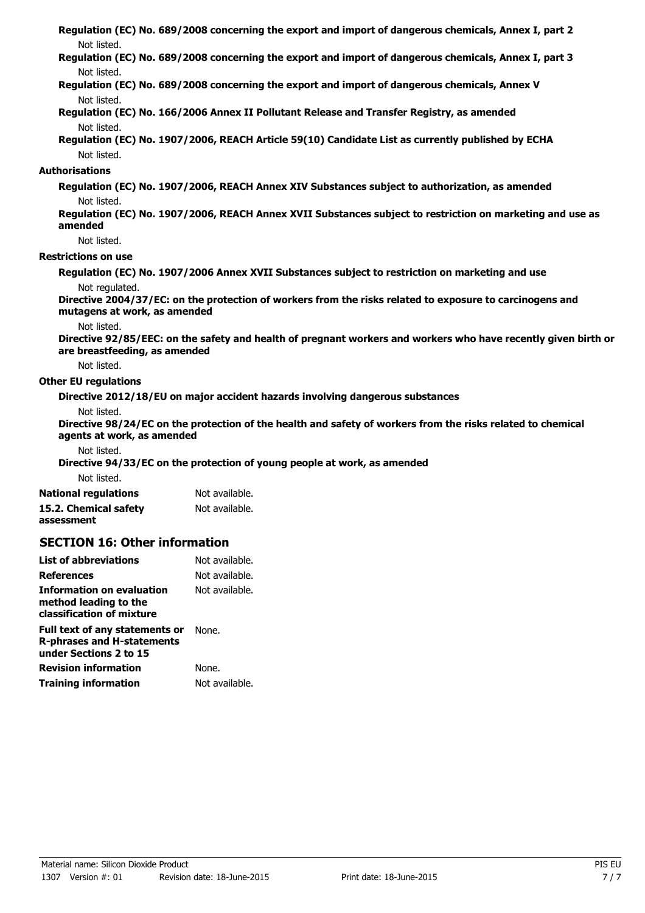**Regulation (EC) No. 689/2008 concerning the export and import of dangerous chemicals, Annex I, part 2**

Not listed.

**Regulation (EC) No. 689/2008 concerning the export and import of dangerous chemicals, Annex I, part 3**

Not listed.

**Regulation (EC) No. 689/2008 concerning the export and import of dangerous chemicals, Annex V**

Not listed.

**Regulation (EC) No. 166/2006 Annex II Pollutant Release and Transfer Registry, as amended**

Not listed.

**Regulation (EC) No. 1907/2006, REACH Article 59(10) Candidate List as currently published by ECHA**

Not listed.

**Authorisations**

**Regulation (EC) No. 1907/2006, REACH Annex XIV Substances subject to authorization, as amended**

Not listed.

**Regulation (EC) No. 1907/2006, REACH Annex XVII Substances subject to restriction on marketing and use as amended**

Not listed.

**Restrictions on use**

**Regulation (EC) No. 1907/2006 Annex XVII Substances subject to restriction on marketing and use**

Not regulated.

**Directive 2004/37/EC: on the protection of workers from the risks related to exposure to carcinogens and mutagens at work, as amended**

Not listed.

**Directive 92/85/EEC: on the safety and health of pregnant workers and workers who have recently given birth or are breastfeeding, as amended**

Not listed.

**Other EU regulations**

**Directive 2012/18/EU on major accident hazards involving dangerous substances**

Not listed.

**Directive 98/24/EC on the protection of the health and safety of workers from the risks related to chemical agents at work, as amended**

Not listed.

**Directive 94/33/EC on the protection of young people at work, as amended**

Not listed.

| | |
|---|---|
| **National regulations** | Not available. |
| **15.2. Chemical safety assessment** | Not available. |

## SECTION 16: Other information

| | |
|---|---|
| **List of abbreviations** | Not available. |
| **References** | Not available. |
| **Information on evaluation method leading to the classification of mixture** | Not available. |
| **Full text of any statements or R-phrases and H-statements under Sections 2 to 15** | None. |
| **Revision information** | None. |
| **Training information** | Not available. |